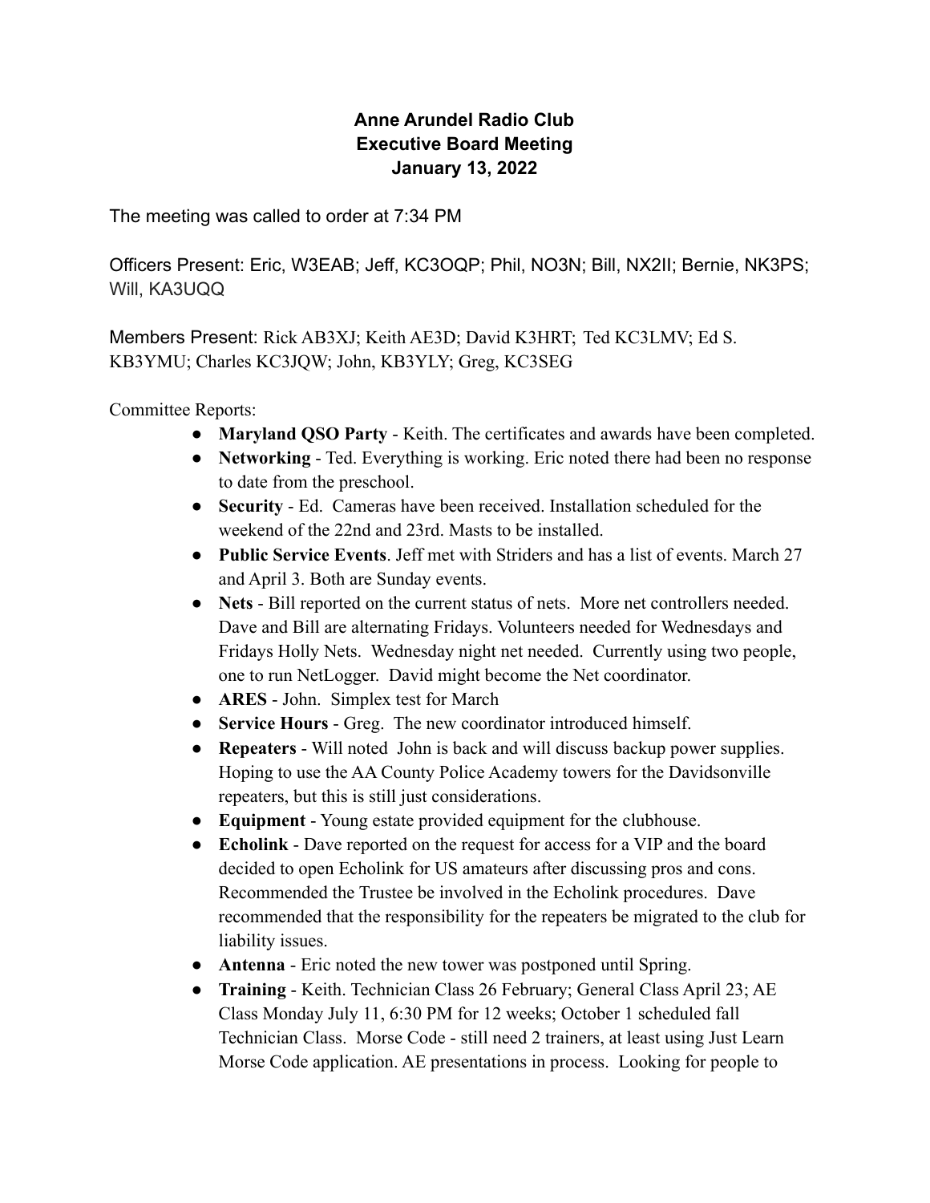# Anne Arundel Radio Club
## Executive Board Meeting
### January 13, 2022

The meeting was called to order at 7:34 PM

Officers Present: Eric, W3EAB; Jeff, KC3OQP; Phil, NO3N; Bill, NX2II; Bernie, NK3PS; Will, KA3UQQ

Members Present: Rick AB3XJ; Keith AE3D; David K3HRT; Ted KC3LMV; Ed S. KB3YMU; Charles KC3JQW; John, KB3YLY; Greg, KC3SEG

Committee Reports:

- **Maryland QSO Party** - Keith. The certificates and awards have been completed.
- **Networking** - Ted. Everything is working. Eric noted there had been no response to date from the preschool.
- **Security** - Ed. Cameras have been received. Installation scheduled for the weekend of the 22nd and 23rd. Masts to be installed.
- **Public Service Events**. Jeff met with Striders and has a list of events. March 27 and April 3. Both are Sunday events.
- **Nets** - Bill reported on the current status of nets. More net controllers needed. Dave and Bill are alternating Fridays. Volunteers needed for Wednesdays and Fridays Holly Nets. Wednesday night net needed. Currently using two people, one to run NetLogger. David might become the Net coordinator.
- **ARES** - John. Simplex test for March
- **Service Hours** - Greg. The new coordinator introduced himself.
- **Repeaters** - Will noted John is back and will discuss backup power supplies. Hoping to use the AA County Police Academy towers for the Davidsonville repeaters, but this is still just considerations.
- **Equipment** - Young estate provided equipment for the clubhouse.
- **Echolink** - Dave reported on the request for access for a VIP and the board decided to open Echolink for US amateurs after discussing pros and cons. Recommended the Trustee be involved in the Echolink procedures. Dave recommended that the responsibility for the repeaters be migrated to the club for liability issues.
- **Antenna** - Eric noted the new tower was postponed until Spring.
- **Training** - Keith. Technician Class 26 February; General Class April 23; AE Class Monday July 11, 6:30 PM for 12 weeks; October 1 scheduled fall Technician Class. Morse Code - still need 2 trainers, at least using Just Learn Morse Code application. AE presentations in process. Looking for people to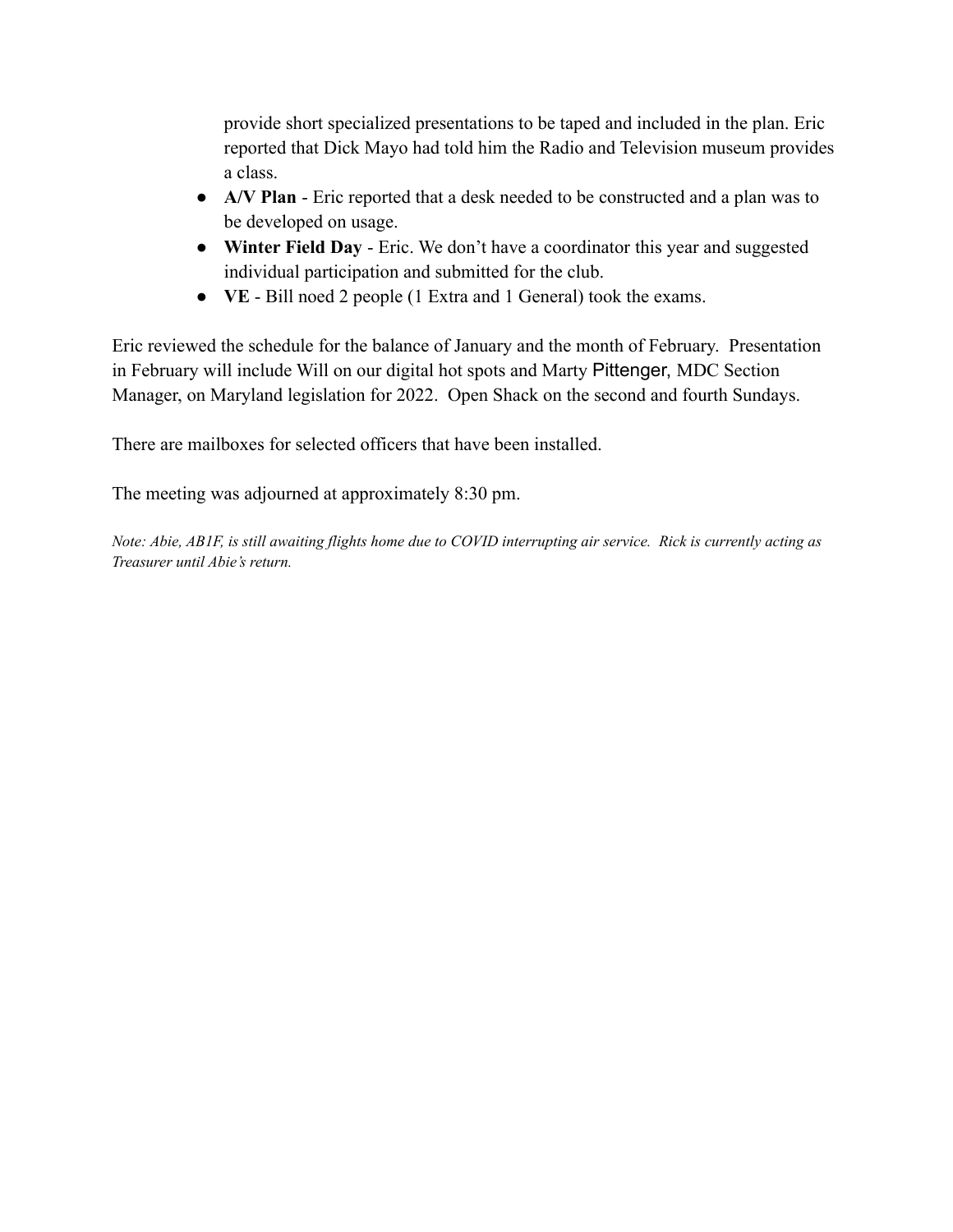provide short specialized presentations to be taped and included in the plan. Eric reported that Dick Mayo had told him the Radio and Television museum provides a class.

- **A/V Plan** - Eric reported that a desk needed to be constructed and a plan was to be developed on usage.
- **Winter Field Day** - Eric. We don't have a coordinator this year and suggested individual participation and submitted for the club.
- **VE** - Bill noed 2 people (1 Extra and 1 General) took the exams.

Eric reviewed the schedule for the balance of January and the month of February. Presentation in February will include Will on our digital hot spots and Marty Pittenger, MDC Section Manager, on Maryland legislation for 2022. Open Shack on the second and fourth Sundays.

There are mailboxes for selected officers that have been installed.

The meeting was adjourned at approximately 8:30 pm.

*Note: Abie, AB1F, is still awaiting flights home due to COVID interrupting air service. Rick is currently acting as Treasurer until Abie's return.*